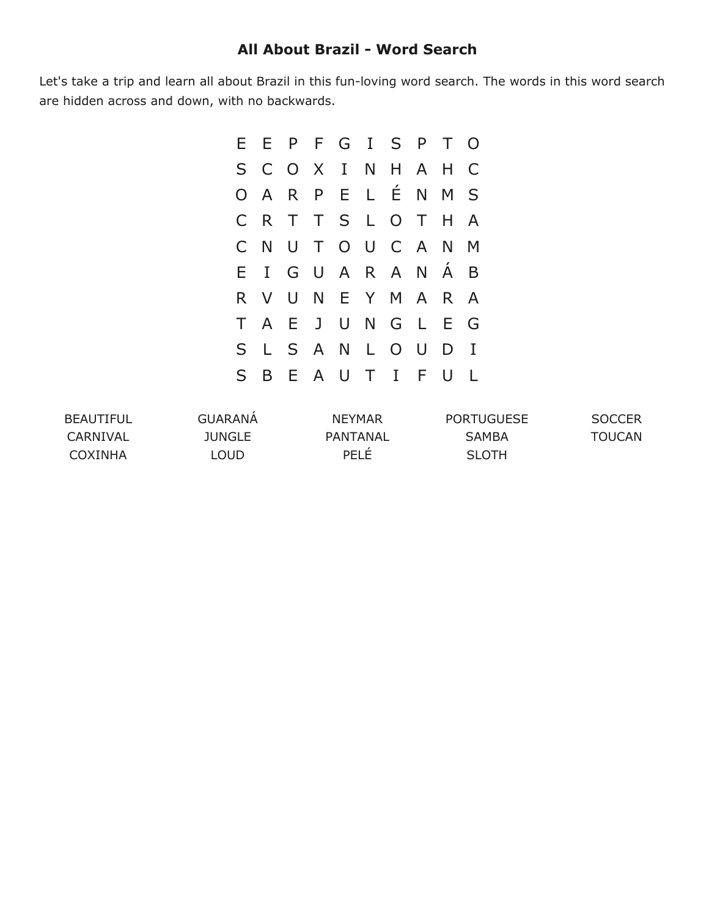# All About Brazil - Word Search

Let's take a trip and learn all about Brazil in this fun-loving word search. The words in this word search are hidden across and down, with no backwards.

```
E E P F G I S P T O
S C O X I N H A H C
O A R P E L É N M S
C R T T S L O T H A
C N U T O U C A N M
E I G U A R A N Á B
R V U N E Y M A R A
T A E J U N G L E G
S L S A N L O U D I
S B E A U T I F U L
```

| | | | | |
|---|---|---|---|---|
| BEAUTIFUL | GUARANÁ | NEYMAR | PORTUGUESE | SOCCER |
| CARNIVAL | JUNGLE | PANTANAL | SAMBA | TOUCAN |
| COXINHA | LOUD | PELÉ | SLOTH | |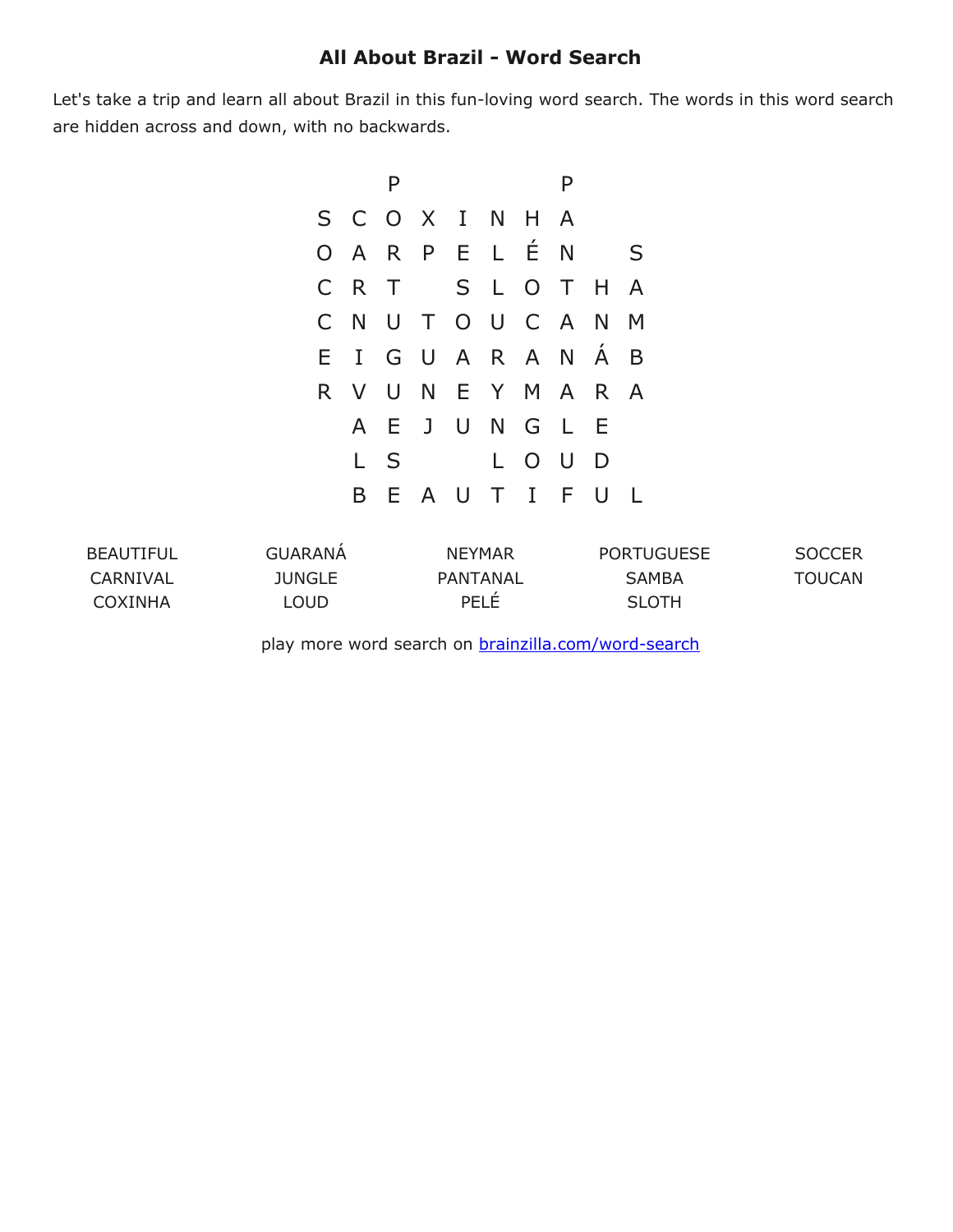# All About Brazil - Word Search

Let's take a trip and learn all about Brazil in this fun-loving word search. The words in this word search are hidden across and down, with no backwards.

| | | | | | | | | | |
|---|---|---|---|---|---|---|---|---|---|
| | | P | | | | | P | | |
| S | C | O | X | I | N | H | A | | |
| O | A | R | P | E | L | É | N | | S |
| C | R | T | | S | L | O | T | H | A |
| C | N | U | T | O | U | C | A | N | M |
| E | I | G | U | A | R | A | N | Á | B |
| R | V | U | N | E | Y | M | A | R | A |
| | A | E | J | U | N | G | L | E | |
| | L | S | | | L | O | U | D | |
| | B | E | A | U | T | I | F | U | L |

| | | | | |
|---|---|---|---|---|
| BEAUTIFUL | GUARANÁ | NEYMAR | PORTUGUESE | SOCCER |
| CARNIVAL | JUNGLE | PANTANAL | SAMBA | TOUCAN |
| COXINHA | LOUD | PELÉ | SLOTH | |

play more word search on [brainzilla.com/word-search](https://brainzilla.com/word-search)